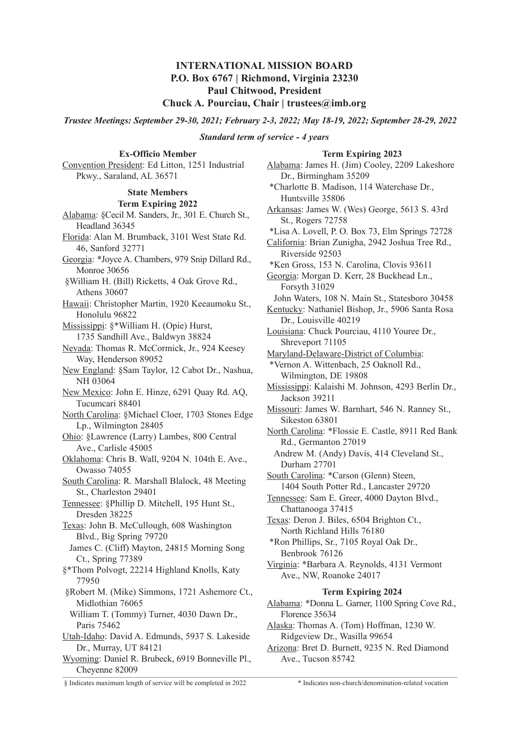# INTERNATIONAL MISSION BOARD

**P.O. Box 6767 | Richmond, Virginia 23230**
**Paul Chitwood, President**
**Chuck A. Pourciau, Chair | trustees@imb.org**

*Trustee Meetings: September 29-30, 2021; February 2-3, 2022; May 18-19, 2022; September 28-29, 2022*

*Standard term of service - 4 years*

### Ex-Officio Member

Convention President: Ed Litton, 1251 Industrial Pkwy., Saraland, AL 36571

### State Members

### Term Expiring 2022

Alabama: §Cecil M. Sanders, Jr., 301 E. Church St., Headland 36345

Florida: Alan M. Brumback, 3101 West State Rd. 46, Sanford 32771

Georgia: *Joyce A. Chambers, 979 Snip Dillard Rd., Monroe 30656
§William H. (Bill) Ricketts, 4 Oak Grove Rd., Athens 30607

Hawaii: Christopher Martin, 1920 Keeaumoku St., Honolulu 96822

Mississippi: §*William H. (Opie) Hurst, 1735 Sandhill Ave., Baldwyn 38824

Nevada: Thomas R. McCormick, Jr., 924 Keesey Way, Henderson 89052

New England: §Sam Taylor, 12 Cabot Dr., Nashua, NH 03064

New Mexico: John E. Hinze, 6291 Quay Rd. AQ, Tucumcari 88401

North Carolina: §Michael Cloer, 1703 Stones Edge Lp., Wilmington 28405

Ohio: §Lawrence (Larry) Lambes, 800 Central Ave., Carlisle 45005

Oklahoma: Chris B. Wall, 9204 N. 104th E. Ave., Owasso 74055

South Carolina: R. Marshall Blalock, 48 Meeting St., Charleston 29401

Tennessee: §Phillip D. Mitchell, 195 Hunt St., Dresden 38225

Texas: John B. McCullough, 608 Washington Blvd., Big Spring 79720
James C. (Cliff) Mayton, 24815 Morning Song Ct., Spring 77389
§*Thom Polvogt, 22214 Highland Knolls, Katy 77950
§Robert M. (Mike) Simmons, 1721 Ashemore Ct., Midlothian 76065
William T. (Tommy) Turner, 4030 Dawn Dr., Paris 75462

Utah-Idaho: David A. Edmunds, 5937 S. Lakeside Dr., Murray, UT 84121

Wyoming: Daniel R. Brubeck, 6919 Bonneville Pl., Cheyenne 82009

### Term Expiring 2023

Alabama: James H. (Jim) Cooley, 2209 Lakeshore Dr., Birmingham 35209
*Charlotte B. Madison, 114 Waterchase Dr., Huntsville 35806

Arkansas: James W. (Wes) George, 5613 S. 43rd St., Rogers 72758
*Lisa A. Lovell, P. O. Box 73, Elm Springs 72728

California: Brian Zunigha, 2942 Joshua Tree Rd., Riverside 92503
*Ken Gross, 153 N. Carolina, Clovis 93611

Georgia: Morgan D. Kerr, 28 Buckhead Ln., Forsyth 31029
John Waters, 108 N. Main St., Statesboro 30458

Kentucky: Nathaniel Bishop, Jr., 5906 Santa Rosa Dr., Louisville 40219

Louisiana: Chuck Pourciau, 4110 Youree Dr., Shreveport 71105

Maryland-Delaware-District of Columbia:
*Vernon A. Wittenbach, 25 Oaknoll Rd., Wilmington, DE 19808

Mississippi: Kalaishi M. Johnson, 4293 Berlin Dr., Jackson 39211

Missouri: James W. Barnhart, 546 N. Ranney St., Sikeston 63801

North Carolina: *Flossie E. Castle, 8911 Red Bank Rd., Germanton 27019
Andrew M. (Andy) Davis, 414 Cleveland St., Durham 27701

South Carolina: *Carson (Glenn) Steen, 1404 South Potter Rd., Lancaster 29720

Tennessee: Sam E. Greer, 4000 Dayton Blvd., Chattanooga 37415

Texas: Deron J. Biles, 6504 Brighton Ct., North Richland Hills 76180
*Ron Phillips, Sr., 7105 Royal Oak Dr., Benbrook 76126

Virginia: *Barbara A. Reynolds, 4131 Vermont Ave., NW, Roanoke 24017

### Term Expiring 2024

Alabama: *Donna L. Garner, 1100 Spring Cove Rd., Florence 35634

Alaska: Thomas A. (Tom) Hoffman, 1230 W. Ridgeview Dr., Wasilla 99654

Arizona: Bret D. Burnett, 9235 N. Red Diamond Ave., Tucson 85742

§ Indicates maximum length of service will be completed in 2022

* Indicates non-church/denomination-related vocation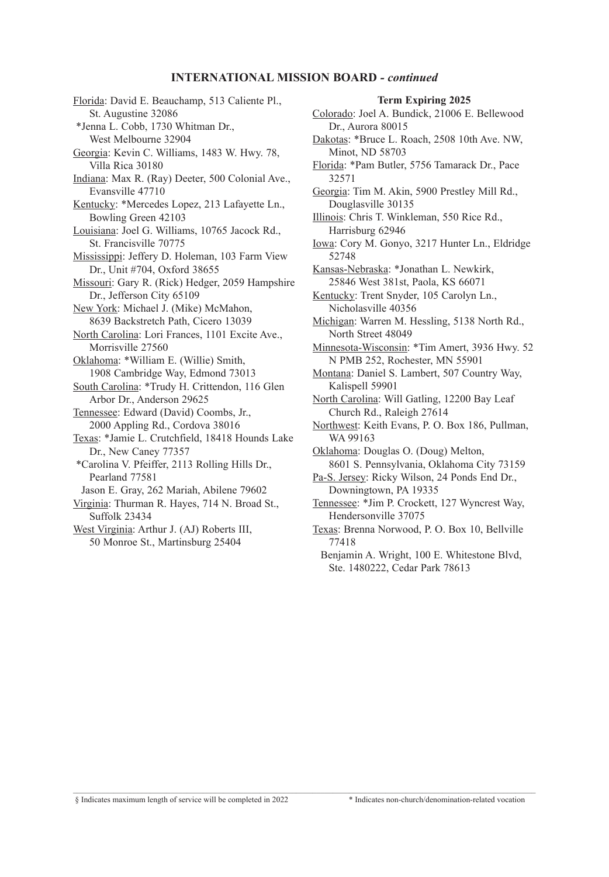## INTERNATIONAL MISSION BOARD - *continued*

Florida: David E. Beauchamp, 513 Caliente Pl., St. Augustine 32086
*Jenna L. Cobb, 1730 Whitman Dr., West Melbourne 32904

Georgia: Kevin C. Williams, 1483 W. Hwy. 78, Villa Rica 30180

Indiana: Max R. (Ray) Deeter, 500 Colonial Ave., Evansville 47710

Kentucky: *Mercedes Lopez, 213 Lafayette Ln., Bowling Green 42103

Louisiana: Joel G. Williams, 10765 Jacock Rd., St. Francisville 70775

Mississippi: Jeffery D. Holeman, 103 Farm View Dr., Unit #704, Oxford 38655

Missouri: Gary R. (Rick) Hedger, 2059 Hampshire Dr., Jefferson City 65109

New York: Michael J. (Mike) McMahon, 8639 Backstretch Path, Cicero 13039

North Carolina: Lori Frances, 1101 Excite Ave., Morrisville 27560

Oklahoma: *William E. (Willie) Smith, 1908 Cambridge Way, Edmond 73013

South Carolina: *Trudy H. Crittendon, 116 Glen Arbor Dr., Anderson 29625

Tennessee: Edward (David) Coombs, Jr., 2000 Appling Rd., Cordova 38016

Texas: *Jamie L. Crutchfield, 18418 Hounds Lake Dr., New Caney 77357
*Carolina V. Pfeiffer, 2113 Rolling Hills Dr., Pearland 77581
Jason E. Gray, 262 Mariah, Abilene 79602

Virginia: Thurman R. Hayes, 714 N. Broad St., Suffolk 23434

West Virginia: Arthur J. (AJ) Roberts III, 50 Monroe St., Martinsburg 25404

**Term Expiring 2025**

Colorado: Joel A. Bundick, 21006 E. Bellewood Dr., Aurora 80015

Dakotas: *Bruce L. Roach, 2508 10th Ave. NW, Minot, ND 58703

Florida: *Pam Butler, 5756 Tamarack Dr., Pace 32571

Georgia: Tim M. Akin, 5900 Prestley Mill Rd., Douglasville 30135

Illinois: Chris T. Winkleman, 550 Rice Rd., Harrisburg 62946

Iowa: Cory M. Gonyo, 3217 Hunter Ln., Eldridge 52748

Kansas-Nebraska: *Jonathan L. Newkirk, 25846 West 381st, Paola, KS 66071

Kentucky: Trent Snyder, 105 Carolyn Ln., Nicholasville 40356

Michigan: Warren M. Hessling, 5138 North Rd., North Street 48049

Minnesota-Wisconsin: *Tim Amert, 3936 Hwy. 52 N PMB 252, Rochester, MN 55901

Montana: Daniel S. Lambert, 507 Country Way, Kalispell 59901

North Carolina: Will Gatling, 12200 Bay Leaf Church Rd., Raleigh 27614

Northwest: Keith Evans, P. O. Box 186, Pullman, WA 99163

Oklahoma: Douglas O. (Doug) Melton, 8601 S. Pennsylvania, Oklahoma City 73159

Pa-S. Jersey: Ricky Wilson, 24 Ponds End Dr., Downingtown, PA 19335

Tennessee: *Jim P. Crockett, 127 Wyncrest Way, Hendersonville 37075

Texas: Brenna Norwood, P. O. Box 10, Bellville 77418
Benjamin A. Wright, 100 E. Whitestone Blvd, Ste. 1480222, Cedar Park 78613

§ Indicates maximum length of service will be completed in 2022

* Indicates non-church/denomination-related vocation